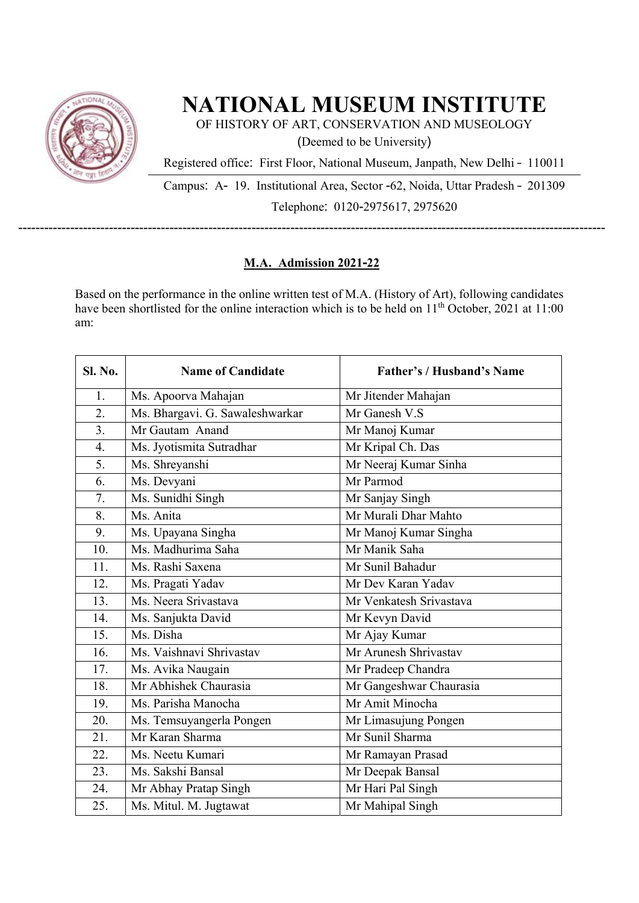# NATIONAL MUSEUM INSTITUTE

OF HISTORY OF ART, CONSERVATION AND MUSEOLOGY

(Deemed to be University)

Registered office: First Floor, National Museum, Janpath, New Delhi - 110011

Campus: A- 19. Institutional Area, Sector -62, Noida, Uttar Pradesh - 201309

Telephone: 0120-2975617, 2975620

---

## M.A. Admission 2021-22

Based on the performance in the online written test of M.A. (History of Art), following candidates have been shortlisted for the online interaction which is to be held on 11th October, 2021 at 11:00 am:

| Sl. No. | Name of Candidate | Father's / Husband's Name |
|---|---|---|
| 1. | Ms. Apoorva Mahajan | Mr Jitender Mahajan |
| 2. | Ms. Bhargavi. G. Sawaleshwarkar | Mr Ganesh V.S |
| 3. | Mr Gautam Anand | Mr Manoj Kumar |
| 4. | Ms. Jyotismita Sutradhar | Mr Kripal Ch. Das |
| 5. | Ms. Shreyanshi | Mr Neeraj Kumar Sinha |
| 6. | Ms. Devyani | Mr Parmod |
| 7. | Ms. Sunidhi Singh | Mr Sanjay Singh |
| 8. | Ms. Anita | Mr Murali Dhar Mahto |
| 9. | Ms. Upayana Singha | Mr Manoj Kumar Singha |
| 10. | Ms. Madhurima Saha | Mr Manik Saha |
| 11. | Ms. Rashi Saxena | Mr Sunil Bahadur |
| 12. | Ms. Pragati Yadav | Mr Dev Karan Yadav |
| 13. | Ms. Neera Srivastava | Mr Venkatesh Srivastava |
| 14. | Ms. Sanjukta David | Mr Kevyn David |
| 15. | Ms. Disha | Mr Ajay Kumar |
| 16. | Ms. Vaishnavi Shrivastav | Mr Arunesh Shrivastav |
| 17. | Ms. Avika Naugain | Mr Pradeep Chandra |
| 18. | Mr Abhishek Chaurasia | Mr Gangeshwar Chaurasia |
| 19. | Ms. Parisha Manocha | Mr Amit Minocha |
| 20. | Ms. Temsuyangerla Pongen | Mr Limasujung Pongen |
| 21. | Mr Karan Sharma | Mr Sunil Sharma |
| 22. | Ms. Neetu Kumari | Mr Ramayan Prasad |
| 23. | Ms. Sakshi Bansal | Mr Deepak Bansal |
| 24. | Mr Abhay Pratap Singh | Mr Hari Pal Singh |
| 25. | Ms. Mitul. M. Jugtawat | Mr Mahipal Singh |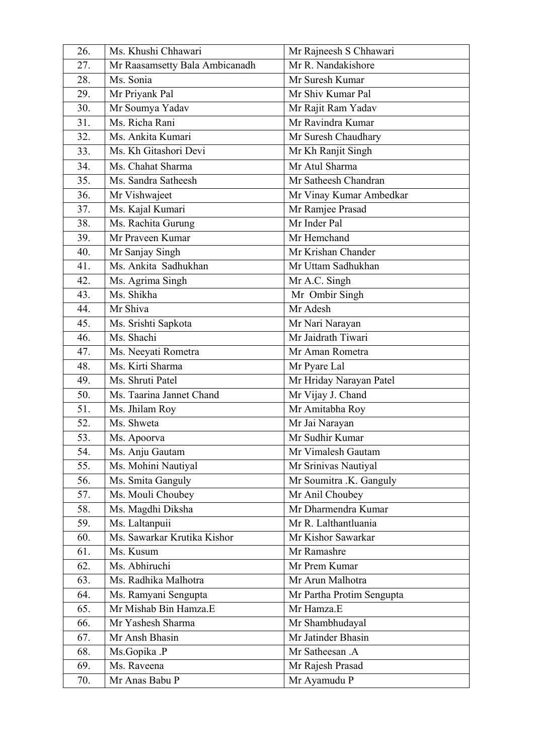| 26. | Ms. Khushi Chhawari | Mr Rajneesh S Chhawari |
|---|---|---|
| 27. | Mr Raasamsetty Bala Ambicanadh | Mr R. Nandakishore |
| 28. | Ms. Sonia | Mr Suresh Kumar |
| 29. | Mr Priyank Pal | Mr Shiv Kumar Pal |
| 30. | Mr Soumya Yadav | Mr Rajit Ram Yadav |
| 31. | Ms. Richa Rani | Mr Ravindra Kumar |
| 32. | Ms. Ankita Kumari | Mr Suresh Chaudhary |
| 33. | Ms. Kh Gitashori Devi | Mr Kh Ranjit Singh |
| 34. | Ms. Chahat Sharma | Mr Atul Sharma |
| 35. | Ms. Sandra Satheesh | Mr Satheesh Chandran |
| 36. | Mr Vishwajeet | Mr Vinay Kumar Ambedkar |
| 37. | Ms. Kajal Kumari | Mr Ramjee Prasad |
| 38. | Ms. Rachita Gurung | Mr Inder Pal |
| 39. | Mr Praveen Kumar | Mr Hemchand |
| 40. | Mr Sanjay Singh | Mr Krishan Chander |
| 41. | Ms. Ankita Sadhukhan | Mr Uttam Sadhukhan |
| 42. | Ms. Agrima Singh | Mr A.C. Singh |
| 43. | Ms. Shikha | Mr Ombir Singh |
| 44. | Mr Shiva | Mr Adesh |
| 45. | Ms. Srishti Sapkota | Mr Nari Narayan |
| 46. | Ms. Shachi | Mr Jaidrath Tiwari |
| 47. | Ms. Neeyati Rometra | Mr Aman Rometra |
| 48. | Ms. Kirti Sharma | Mr Pyare Lal |
| 49. | Ms. Shruti Patel | Mr Hriday Narayan Patel |
| 50. | Ms. Taarina Jannet Chand | Mr Vijay J. Chand |
| 51. | Ms. Jhilam Roy | Mr Amitabha Roy |
| 52. | Ms. Shweta | Mr Jai Narayan |
| 53. | Ms. Apoorva | Mr Sudhir Kumar |
| 54. | Ms. Anju Gautam | Mr Vimalesh Gautam |
| 55. | Ms. Mohini Nautiyal | Mr Srinivas Nautiyal |
| 56. | Ms. Smita Ganguly | Mr Soumitra .K. Ganguly |
| 57. | Ms. Mouli Choubey | Mr Anil Choubey |
| 58. | Ms. Magdhi Diksha | Mr Dharmendra Kumar |
| 59. | Ms. Laltanpuii | Mr R. Lalthantluania |
| 60. | Ms. Sawarkar Krutika Kishor | Mr Kishor Sawarkar |
| 61. | Ms. Kusum | Mr Ramashre |
| 62. | Ms. Abhiruchi | Mr Prem Kumar |
| 63. | Ms. Radhika Malhotra | Mr Arun Malhotra |
| 64. | Ms. Ramyani Sengupta | Mr Partha Protim Sengupta |
| 65. | Mr Mishab Bin Hamza.E | Mr Hamza.E |
| 66. | Mr Yashesh Sharma | Mr Shambhudayal |
| 67. | Mr Ansh Bhasin | Mr Jatinder Bhasin |
| 68. | Ms.Gopika .P | Mr Satheesan .A |
| 69. | Ms. Raveena | Mr Rajesh Prasad |
| 70. | Mr Anas Babu P | Mr Ayamudu P |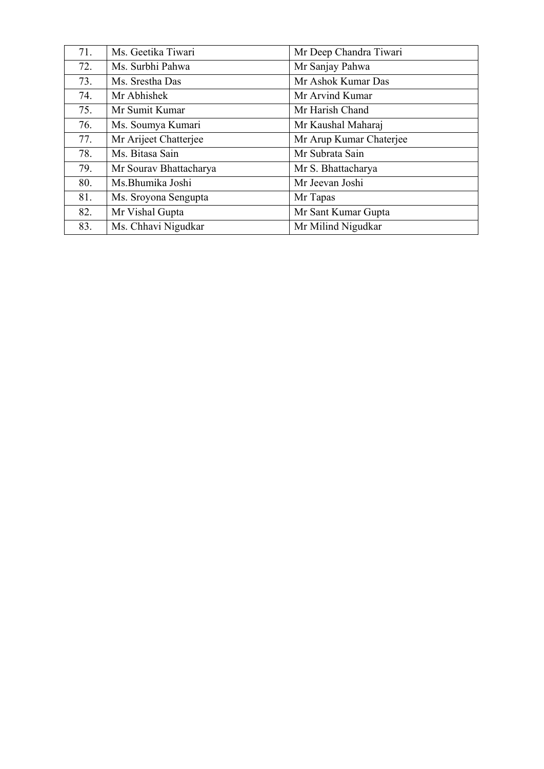| | | |
|---|---|---|
| 71. | Ms. Geetika Tiwari | Mr Deep Chandra Tiwari |
| 72. | Ms. Surbhi Pahwa | Mr Sanjay Pahwa |
| 73. | Ms. Srestha Das | Mr Ashok Kumar Das |
| 74. | Mr Abhishek | Mr Arvind Kumar |
| 75. | Mr Sumit Kumar | Mr Harish Chand |
| 76. | Ms. Soumya Kumari | Mr Kaushal Maharaj |
| 77. | Mr Arijeet Chatterjee | Mr Arup Kumar Chaterjee |
| 78. | Ms. Bitasa Sain | Mr Subrata Sain |
| 79. | Mr Sourav Bhattacharya | Mr S. Bhattacharya |
| 80. | Ms.Bhumika Joshi | Mr Jeevan Joshi |
| 81. | Ms. Sroyona Sengupta | Mr Tapas |
| 82. | Mr Vishal Gupta | Mr Sant Kumar Gupta |
| 83. | Ms. Chhavi Nigudkar | Mr Milind Nigudkar |